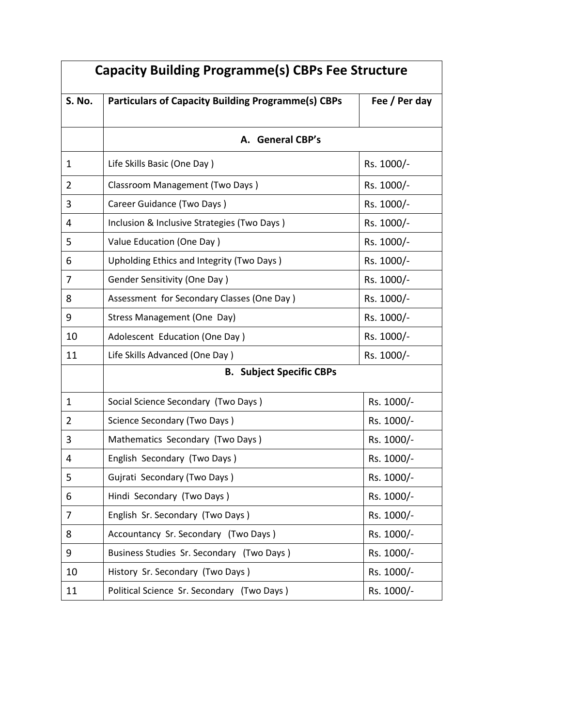# Capacity Building Programme(s) CBPs Fee Structure

| S. No. | Particulars of Capacity Building Programme(s) CBPs | Fee / Per day |
|---|---|---|
| | **A. General CBP's** | |
| 1 | Life Skills Basic (One Day ) | Rs. 1000/- |
| 2 | Classroom Management (Two Days ) | Rs. 1000/- |
| 3 | Career Guidance (Two Days ) | Rs. 1000/- |
| 4 | Inclusion & Inclusive Strategies (Two Days ) | Rs. 1000/- |
| 5 | Value Education (One Day ) | Rs. 1000/- |
| 6 | Upholding Ethics and Integrity (Two Days ) | Rs. 1000/- |
| 7 | Gender Sensitivity (One Day ) | Rs. 1000/- |
| 8 | Assessment for Secondary Classes (One Day ) | Rs. 1000/- |
| 9 | Stress Management (One Day) | Rs. 1000/- |
| 10 | Adolescent Education (One Day ) | Rs. 1000/- |
| 11 | Life Skills Advanced (One Day ) | Rs. 1000/- |
| | **B. Subject Specific CBPs** | |
| 1 | Social Science Secondary (Two Days ) | Rs. 1000/- |
| 2 | Science Secondary (Two Days ) | Rs. 1000/- |
| 3 | Mathematics Secondary (Two Days ) | Rs. 1000/- |
| 4 | English Secondary (Two Days ) | Rs. 1000/- |
| 5 | Gujrati Secondary (Two Days ) | Rs. 1000/- |
| 6 | Hindi Secondary (Two Days ) | Rs. 1000/- |
| 7 | English Sr. Secondary (Two Days ) | Rs. 1000/- |
| 8 | Accountancy Sr. Secondary (Two Days ) | Rs. 1000/- |
| 9 | Business Studies Sr. Secondary (Two Days ) | Rs. 1000/- |
| 10 | History Sr. Secondary (Two Days ) | Rs. 1000/- |
| 11 | Political Science Sr. Secondary (Two Days ) | Rs. 1000/- |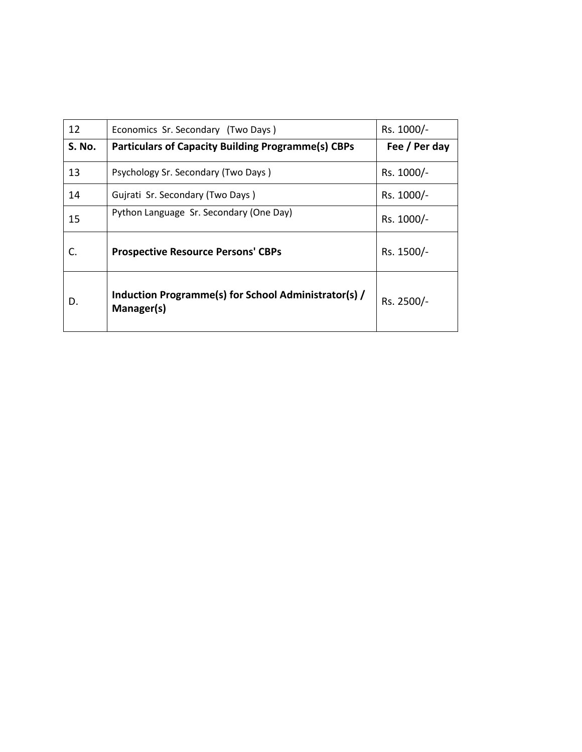| | | |
|---|---|---|
| 12 | Economics Sr. Secondary (Two Days ) | Rs. 1000/- |
| **S. No.** | **Particulars of Capacity Building Programme(s) CBPs** | **Fee / Per day** |
| 13 | Psychology Sr. Secondary (Two Days ) | Rs. 1000/- |
| 14 | Gujrati Sr. Secondary (Two Days ) | Rs. 1000/- |
| 15 | Python Language Sr. Secondary (One Day) | Rs. 1000/- |
| C. | **Prospective Resource Persons' CBPs** | Rs. 1500/- |
| D. | **Induction Programme(s) for School Administrator(s) / Manager(s)** | Rs. 2500/- |